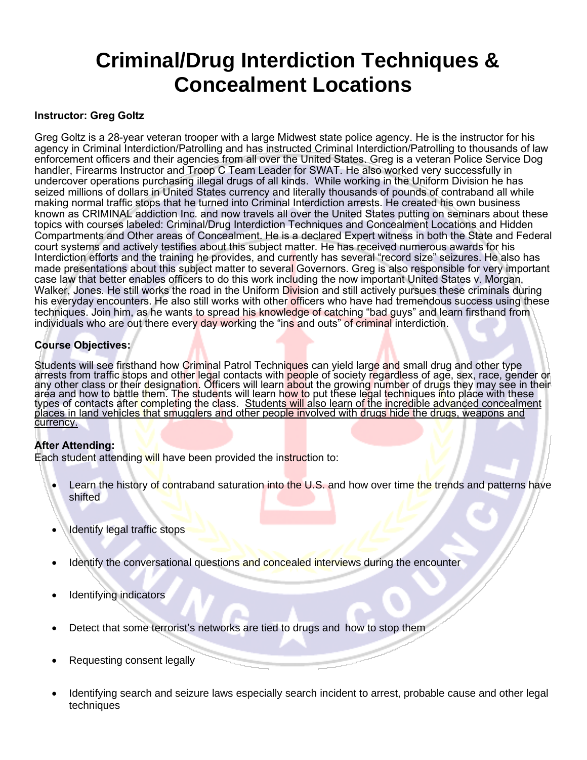# Criminal/Drug Interdiction Techniques & Concealment Locations

**Instructor: Greg Goltz**

Greg Goltz is a 28-year veteran trooper with a large Midwest state police agency. He is the instructor for his agency in Criminal Interdiction/Patrolling and has instructed Criminal Interdiction/Patrolling to thousands of law enforcement officers and their agencies from all over the United States. Greg is a veteran Police Service Dog handler, Firearms Instructor and Troop C Team Leader for SWAT. He also worked very successfully in undercover operations purchasing illegal drugs of all kinds. While working in the Uniform Division he has seized millions of dollars in United States currency and literally thousands of pounds of contraband all while making normal traffic stops that he turned into Criminal Interdiction arrests. He created his own business known as CRIMINAL addiction Inc. and now travels all over the United States putting on seminars about these topics with courses labeled: Criminal/Drug Interdiction Techniques and Concealment Locations and Hidden Compartments and Other areas of Concealment. He is a declared Expert witness in both the State and Federal court systems and actively testifies about this subject matter. He has received numerous awards for his Interdiction efforts and the training he provides, and currently has several "record size" seizures. He also has made presentations about this subject matter to several Governors. Greg is also responsible for very important case law that better enables officers to do this work including the now important United States v. Morgan, Walker, Jones. He still works the road in the Uniform Division and still actively pursues these criminals during his everyday encounters. He also still works with other officers who have had tremendous success using these techniques. Join him, as he wants to spread his knowledge of catching "bad guys" and learn firsthand from individuals who are out there every day working the "ins and outs" of criminal interdiction.

**Course Objectives:**

Students will see firsthand how Criminal Patrol Techniques can yield large and small drug and other type arrests from traffic stops and other legal contacts with people of society regardless of age, sex, race, gender or any other class or their designation. Officers will learn about the growing number of drugs they may see in their area and how to battle them. The students will learn how to put these legal techniques into place with these types of contacts after completing the class. <u>Students will also learn of the incredible advanced concealment places in land vehicles that smugglers and other people involved with drugs hide the drugs, weapons and currency.</u>

**After Attending:**
Each student attending will have been provided the instruction to:

- Learn the history of contraband saturation into the U.S. and how over time the trends and patterns have shifted
- Identify legal traffic stops
- Identify the conversational questions and concealed interviews during the encounter
- Identifying indicators
- Detect that some terrorist's networks are tied to drugs and how to stop them
- Requesting consent legally
- Identifying search and seizure laws especially search incident to arrest, probable cause and other legal techniques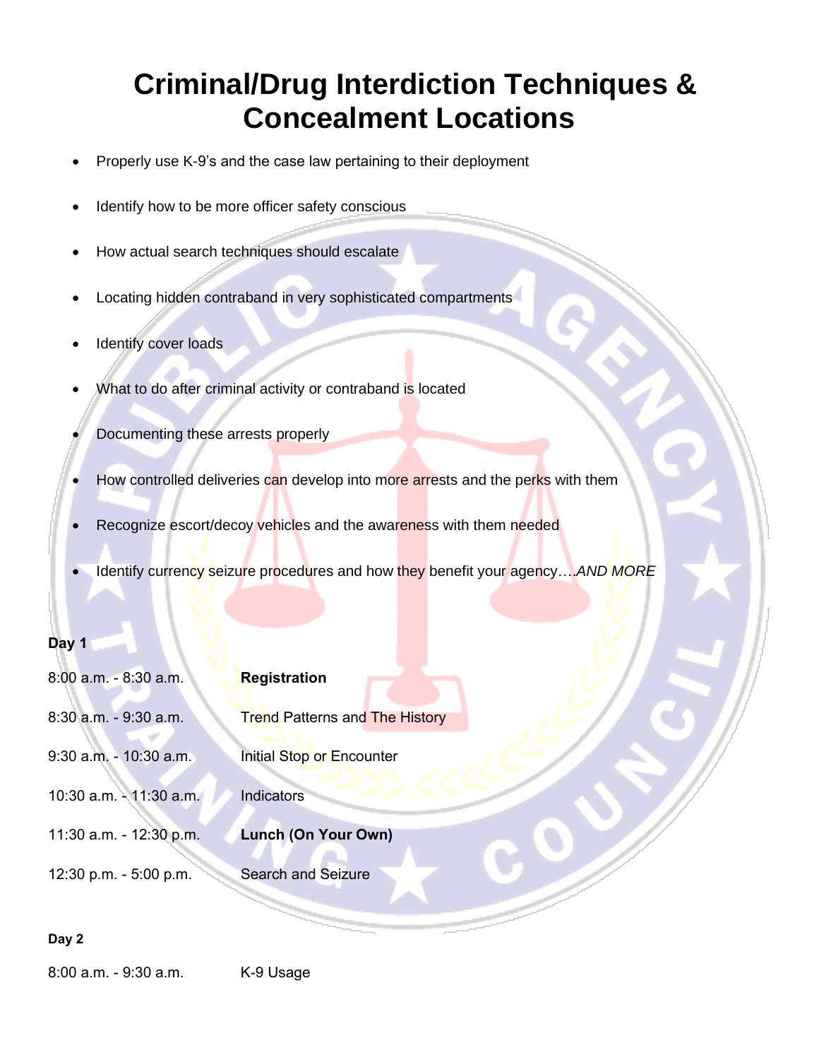# Criminal/Drug Interdiction Techniques & Concealment Locations

- Properly use K-9's and the case law pertaining to their deployment
- Identify how to be more officer safety conscious
- How actual search techniques should escalate
- Locating hidden contraband in very sophisticated compartments
- Identify cover loads
- What to do after criminal activity or contraband is located
- Documenting these arrests properly
- How controlled deliveries can develop into more arrests and the perks with them
- Recognize escort/decoy vehicles and the awareness with them needed
- Identify currency seizure procedures and how they benefit your agency….*AND MORE*

**Day 1**

| | |
|---|---|
| 8:00 a.m. - 8:30 a.m. | **Registration** |
| 8:30 a.m. - 9:30 a.m. | Trend Patterns and The History |
| 9:30 a.m. - 10:30 a.m. | Initial Stop or Encounter |
| 10:30 a.m. - 11:30 a.m. | Indicators |
| 11:30 a.m. - 12:30 p.m. | **Lunch (On Your Own)** |
| 12:30 p.m. - 5:00 p.m. | Search and Seizure |

**Day 2**

| | |
|---|---|
| 8:00 a.m. - 9:30 a.m. | K-9 Usage |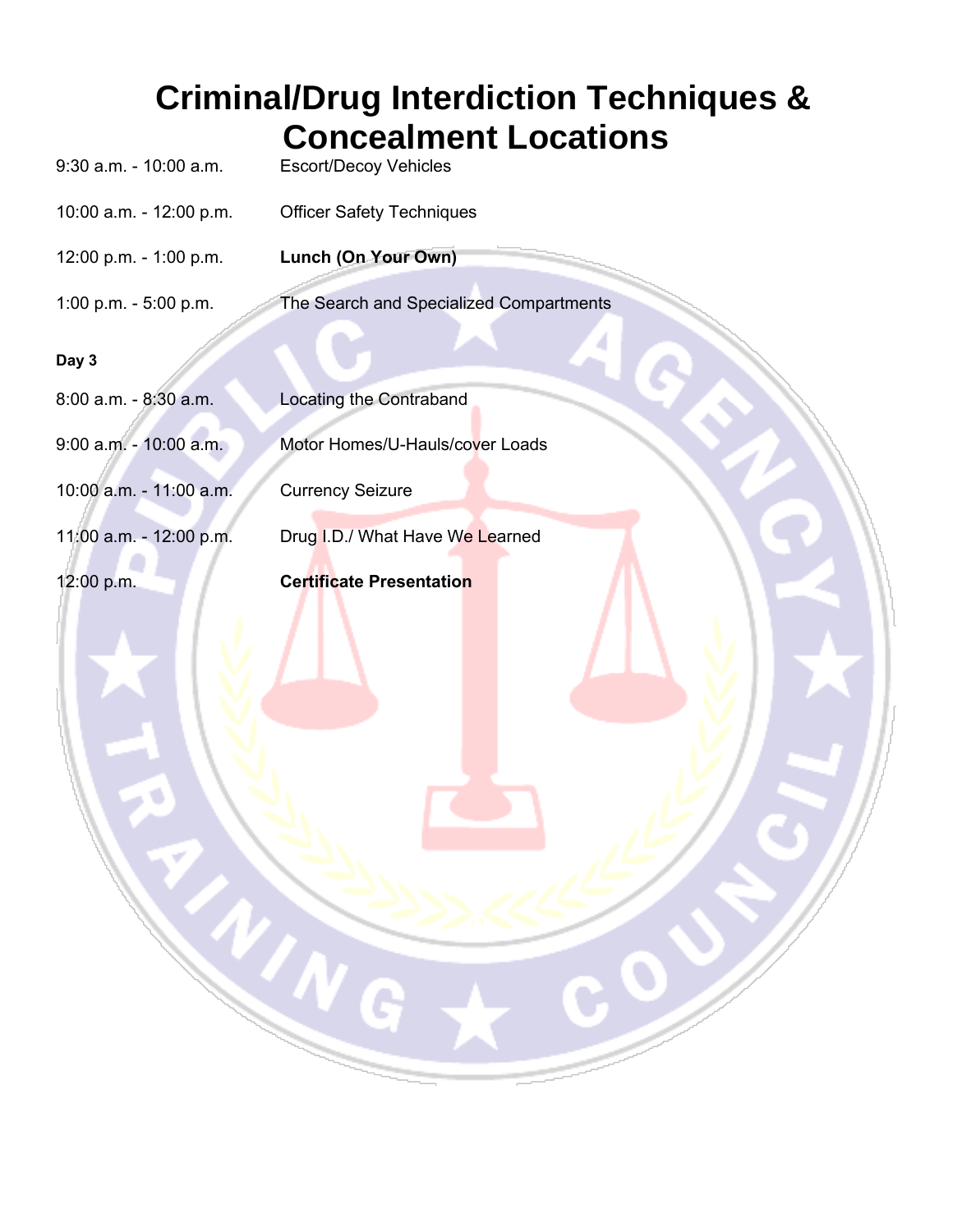# Criminal/Drug Interdiction Techniques & Concealment Locations

| | |
|---|---|
| 9:30 a.m. - 10:00 a.m. | Escort/Decoy Vehicles |
| 10:00 a.m. - 12:00 p.m. | Officer Safety Techniques |
| 12:00 p.m. - 1:00 p.m. | **Lunch (On Your Own)** |
| 1:00 p.m. - 5:00 p.m. | The Search and Specialized Compartments |

**Day 3**

| | |
|---|---|
| 8:00 a.m. - 8:30 a.m. | Locating the Contraband |
| 9:00 a.m. - 10:00 a.m. | Motor Homes/U-Hauls/cover Loads |
| 10:00 a.m. - 11:00 a.m. | Currency Seizure |
| 11:00 a.m. - 12:00 p.m. | Drug I.D./ What Have We Learned |
| 12:00 p.m. | **Certificate Presentation** |